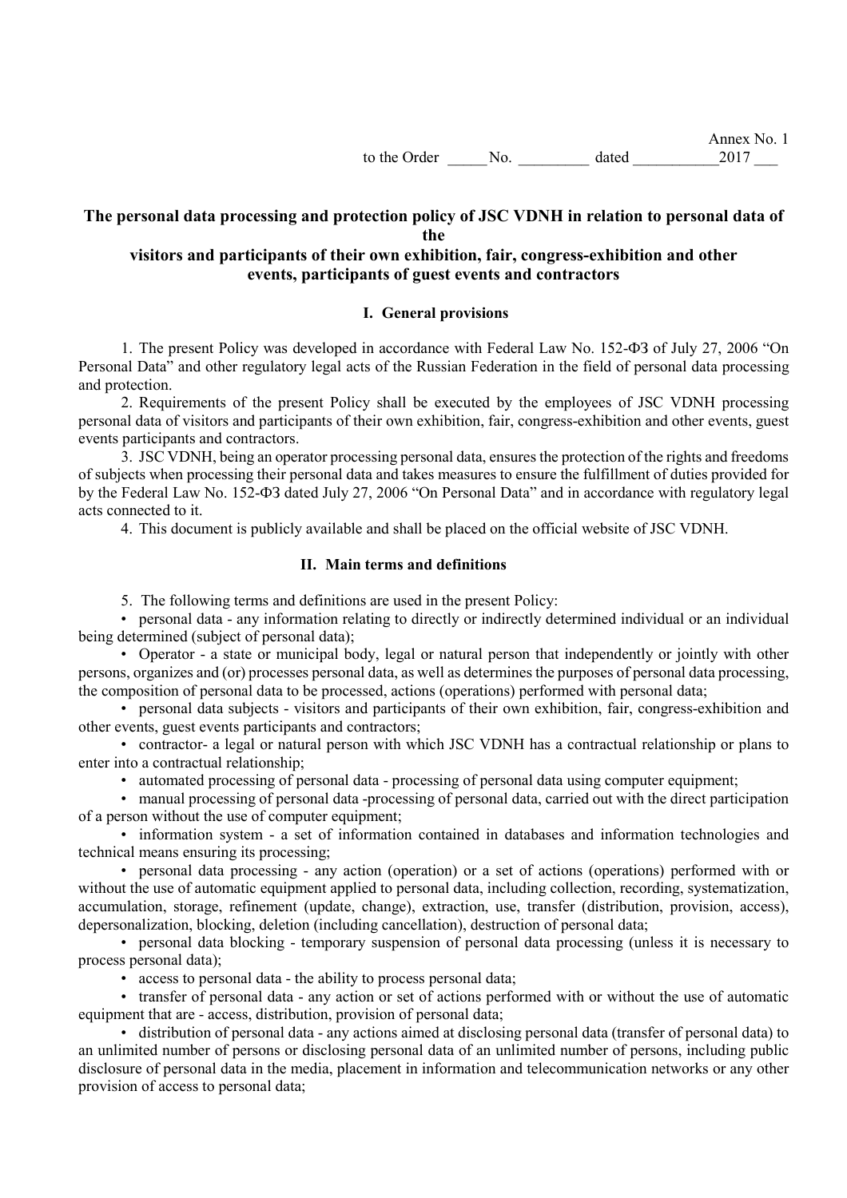Annex No. 1
to the Order _____ No. _________ dated ___________2017 ___

# The personal data processing and protection policy of JSC VDNH in relation to personal data of the visitors and participants of their own exhibition, fair, congress-exhibition and other events, participants of guest events and contractors

## I. General provisions

1. The present Policy was developed in accordance with Federal Law No. 152-ФЗ of July 27, 2006 “On Personal Data” and other regulatory legal acts of the Russian Federation in the field of personal data processing and protection.

2. Requirements of the present Policy shall be executed by the employees of JSC VDNH processing personal data of visitors and participants of their own exhibition, fair, congress-exhibition and other events, guest events participants and contractors.

3. JSC VDNH, being an operator processing personal data, ensures the protection of the rights and freedoms of subjects when processing their personal data and takes measures to ensure the fulfillment of duties provided for by the Federal Law No. 152-ФЗ dated July 27, 2006 “On Personal Data” and in accordance with regulatory legal acts connected to it.

4. This document is publicly available and shall be placed on the official website of JSC VDNH.

## II. Main terms and definitions

5. The following terms and definitions are used in the present Policy:

- personal data - any information relating to directly or indirectly determined individual or an individual being determined (subject of personal data);
- Operator - a state or municipal body, legal or natural person that independently or jointly with other persons, organizes and (or) processes personal data, as well as determines the purposes of personal data processing, the composition of personal data to be processed, actions (operations) performed with personal data;
- personal data subjects - visitors and participants of their own exhibition, fair, congress-exhibition and other events, guest events participants and contractors;
- contractor- a legal or natural person with which JSC VDNH has a contractual relationship or plans to enter into a contractual relationship;
- automated processing of personal data - processing of personal data using computer equipment;
- manual processing of personal data -processing of personal data, carried out with the direct participation of a person without the use of computer equipment;
- information system - a set of information contained in databases and information technologies and technical means ensuring its processing;
- personal data processing - any action (operation) or a set of actions (operations) performed with or without the use of automatic equipment applied to personal data, including collection, recording, systematization, accumulation, storage, refinement (update, change), extraction, use, transfer (distribution, provision, access), depersonalization, blocking, deletion (including cancellation), destruction of personal data;
- personal data blocking - temporary suspension of personal data processing (unless it is necessary to process personal data);
- access to personal data - the ability to process personal data;
- transfer of personal data - any action or set of actions performed with or without the use of automatic equipment that are - access, distribution, provision of personal data;
- distribution of personal data - any actions aimed at disclosing personal data (transfer of personal data) to an unlimited number of persons or disclosing personal data of an unlimited number of persons, including public disclosure of personal data in the media, placement in information and telecommunication networks or any other provision of access to personal data;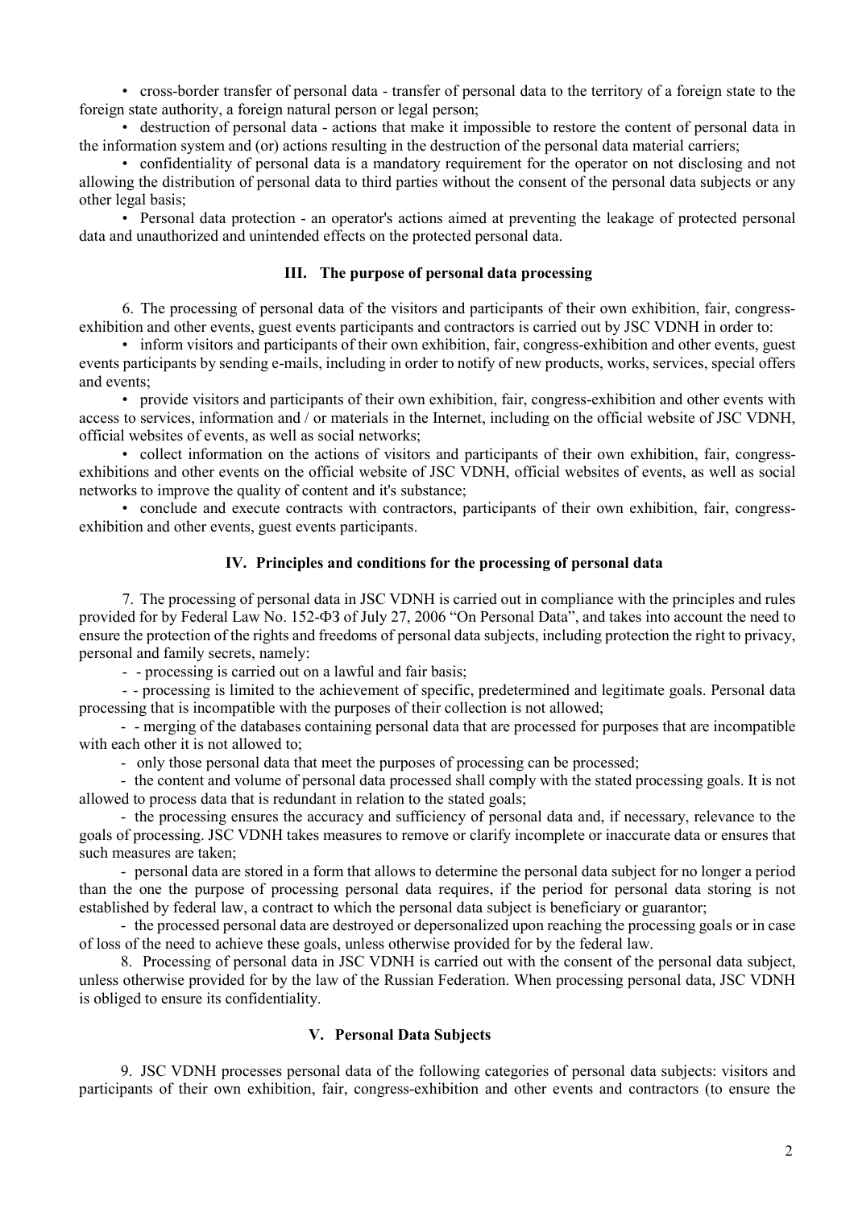• cross-border transfer of personal data - transfer of personal data to the territory of a foreign state to the foreign state authority, a foreign natural person or legal person;

• destruction of personal data - actions that make it impossible to restore the content of personal data in the information system and (or) actions resulting in the destruction of the personal data material carriers;

• confidentiality of personal data is a mandatory requirement for the operator on not disclosing and not allowing the distribution of personal data to third parties without the consent of the personal data subjects or any other legal basis;

• Personal data protection - an operator's actions aimed at preventing the leakage of protected personal data and unauthorized and unintended effects on the protected personal data.

## III. The purpose of personal data processing

6. The processing of personal data of the visitors and participants of their own exhibition, fair, congress-exhibition and other events, guest events participants and contractors is carried out by JSC VDNH in order to:

• inform visitors and participants of their own exhibition, fair, congress-exhibition and other events, guest events participants by sending e-mails, including in order to notify of new products, works, services, special offers and events;

• provide visitors and participants of their own exhibition, fair, congress-exhibition and other events with access to services, information and / or materials in the Internet, including on the official website of JSC VDNH, official websites of events, as well as social networks;

• collect information on the actions of visitors and participants of their own exhibition, fair, congress-exhibitions and other events on the official website of JSC VDNH, official websites of events, as well as social networks to improve the quality of content and it's substance;

• conclude and execute contracts with contractors, participants of their own exhibition, fair, congress-exhibition and other events, guest events participants.

## IV. Principles and conditions for the processing of personal data

7. The processing of personal data in JSC VDNH is carried out in compliance with the principles and rules provided for by Federal Law No. 152-ФЗ of July 27, 2006 "On Personal Data", and takes into account the need to ensure the protection of the rights and freedoms of personal data subjects, including protection the right to privacy, personal and family secrets, namely:

- - processing is carried out on a lawful and fair basis;
- - processing is limited to the achievement of specific, predetermined and legitimate goals. Personal data processing that is incompatible with the purposes of their collection is not allowed;
- - merging of the databases containing personal data that are processed for purposes that are incompatible with each other it is not allowed to;
- only those personal data that meet the purposes of processing can be processed;
- the content and volume of personal data processed shall comply with the stated processing goals. It is not allowed to process data that is redundant in relation to the stated goals;
- the processing ensures the accuracy and sufficiency of personal data and, if necessary, relevance to the goals of processing. JSC VDNH takes measures to remove or clarify incomplete or inaccurate data or ensures that such measures are taken;
- personal data are stored in a form that allows to determine the personal data subject for no longer a period than the one the purpose of processing personal data requires, if the period for personal data storing is not established by federal law, a contract to which the personal data subject is beneficiary or guarantor;
- the processed personal data are destroyed or depersonalized upon reaching the processing goals or in case of loss of the need to achieve these goals, unless otherwise provided for by the federal law.

8. Processing of personal data in JSC VDNH is carried out with the consent of the personal data subject, unless otherwise provided for by the law of the Russian Federation. When processing personal data, JSC VDNH is obliged to ensure its confidentiality.

## V. Personal Data Subjects

9. JSC VDNH processes personal data of the following categories of personal data subjects: visitors and participants of their own exhibition, fair, congress-exhibition and other events and contractors (to ensure the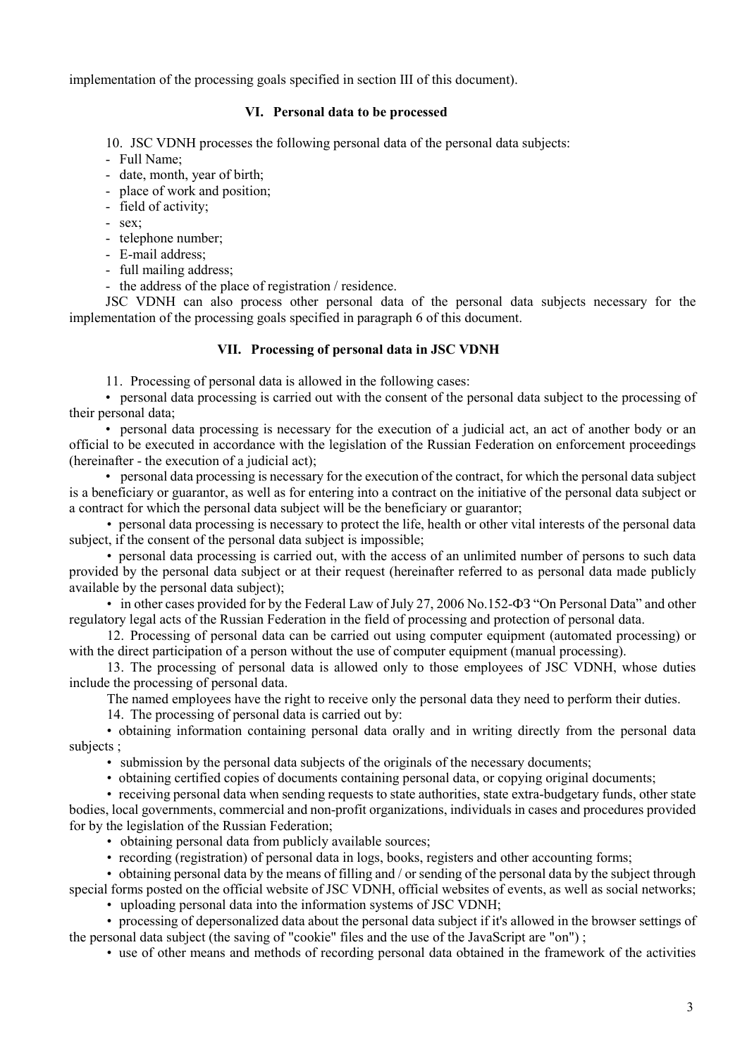implementation of the processing goals specified in section III of this document).

## VI. Personal data to be processed

10. JSC VDNH processes the following personal data of the personal data subjects:

- Full Name;
- date, month, year of birth;
- place of work and position;
- field of activity;
- sex;
- telephone number;
- E-mail address;
- full mailing address;
- the address of the place of registration / residence.

JSC VDNH can also process other personal data of the personal data subjects necessary for the implementation of the processing goals specified in paragraph 6 of this document.

## VII. Processing of personal data in JSC VDNH

11. Processing of personal data is allowed in the following cases:

• personal data processing is carried out with the consent of the personal data subject to the processing of their personal data;

• personal data processing is necessary for the execution of a judicial act, an act of another body or an official to be executed in accordance with the legislation of the Russian Federation on enforcement proceedings (hereinafter - the execution of a judicial act);

• personal data processing is necessary for the execution of the contract, for which the personal data subject is a beneficiary or guarantor, as well as for entering into a contract on the initiative of the personal data subject or a contract for which the personal data subject will be the beneficiary or guarantor;

• personal data processing is necessary to protect the life, health or other vital interests of the personal data subject, if the consent of the personal data subject is impossible;

• personal data processing is carried out, with the access of an unlimited number of persons to such data provided by the personal data subject or at their request (hereinafter referred to as personal data made publicly available by the personal data subject);

• in other cases provided for by the Federal Law of July 27, 2006 No.152-ФЗ "On Personal Data" and other regulatory legal acts of the Russian Federation in the field of processing and protection of personal data.

12. Processing of personal data can be carried out using computer equipment (automated processing) or with the direct participation of a person without the use of computer equipment (manual processing).

13. The processing of personal data is allowed only to those employees of JSC VDNH, whose duties include the processing of personal data.

The named employees have the right to receive only the personal data they need to perform their duties.

14. The processing of personal data is carried out by:

• obtaining information containing personal data orally and in writing directly from the personal data subjects ;

• submission by the personal data subjects of the originals of the necessary documents;

• obtaining certified copies of documents containing personal data, or copying original documents;

• receiving personal data when sending requests to state authorities, state extra-budgetary funds, other state bodies, local governments, commercial and non-profit organizations, individuals in cases and procedures provided for by the legislation of the Russian Federation;

• obtaining personal data from publicly available sources;

• recording (registration) of personal data in logs, books, registers and other accounting forms;

• obtaining personal data by the means of filling and / or sending of the personal data by the subject through special forms posted on the official website of JSC VDNH, official websites of events, as well as social networks;

• uploading personal data into the information systems of JSC VDNH;

• processing of depersonalized data about the personal data subject if it's allowed in the browser settings of the personal data subject (the saving of "cookie" files and the use of the JavaScript are "on") ;

• use of other means and methods of recording personal data obtained in the framework of the activities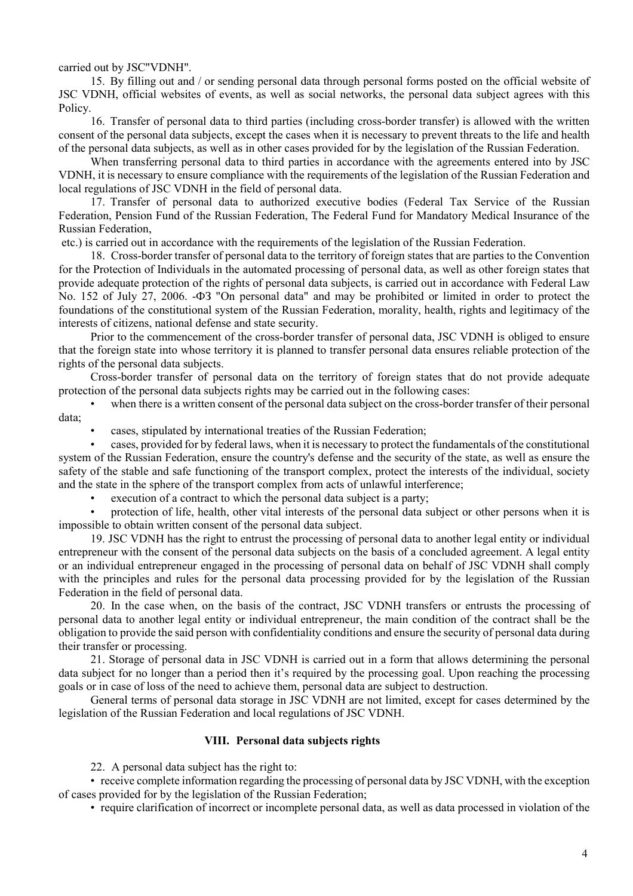carried out by JSC"VDNH".

15. By filling out and / or sending personal data through personal forms posted on the official website of JSC VDNH, official websites of events, as well as social networks, the personal data subject agrees with this Policy.

16. Transfer of personal data to third parties (including cross-border transfer) is allowed with the written consent of the personal data subjects, except the cases when it is necessary to prevent threats to the life and health of the personal data subjects, as well as in other cases provided for by the legislation of the Russian Federation.

When transferring personal data to third parties in accordance with the agreements entered into by JSC VDNH, it is necessary to ensure compliance with the requirements of the legislation of the Russian Federation and local regulations of JSC VDNH in the field of personal data.

17. Transfer of personal data to authorized executive bodies (Federal Tax Service of the Russian Federation, Pension Fund of the Russian Federation, The Federal Fund for Mandatory Medical Insurance of the Russian Federation,

etc.) is carried out in accordance with the requirements of the legislation of the Russian Federation.

18. Cross-border transfer of personal data to the territory of foreign states that are parties to the Convention for the Protection of Individuals in the automated processing of personal data, as well as other foreign states that provide adequate protection of the rights of personal data subjects, is carried out in accordance with Federal Law No. 152 of July 27, 2006. -ФЗ "On personal data" and may be prohibited or limited in order to protect the foundations of the constitutional system of the Russian Federation, morality, health, rights and legitimacy of the interests of citizens, national defense and state security.

Prior to the commencement of the cross-border transfer of personal data, JSC VDNH is obliged to ensure that the foreign state into whose territory it is planned to transfer personal data ensures reliable protection of the rights of the personal data subjects.

Cross-border transfer of personal data on the territory of foreign states that do not provide adequate protection of the personal data subjects rights may be carried out in the following cases:

- when there is a written consent of the personal data subject on the cross-border transfer of their personal data;
- cases, stipulated by international treaties of the Russian Federation;
- cases, provided for by federal laws, when it is necessary to protect the fundamentals of the constitutional system of the Russian Federation, ensure the country's defense and the security of the state, as well as ensure the safety of the stable and safe functioning of the transport complex, protect the interests of the individual, society and the state in the sphere of the transport complex from acts of unlawful interference;
- execution of a contract to which the personal data subject is a party;
- protection of life, health, other vital interests of the personal data subject or other persons when it is impossible to obtain written consent of the personal data subject.

19. JSC VDNH has the right to entrust the processing of personal data to another legal entity or individual entrepreneur with the consent of the personal data subjects on the basis of a concluded agreement. A legal entity or an individual entrepreneur engaged in the processing of personal data on behalf of JSC VDNH shall comply with the principles and rules for the personal data processing provided for by the legislation of the Russian Federation in the field of personal data.

20. In the case when, on the basis of the contract, JSC VDNH transfers or entrusts the processing of personal data to another legal entity or individual entrepreneur, the main condition of the contract shall be the obligation to provide the said person with confidentiality conditions and ensure the security of personal data during their transfer or processing.

21. Storage of personal data in JSC VDNH is carried out in a form that allows determining the personal data subject for no longer than a period then it's required by the processing goal. Upon reaching the processing goals or in case of loss of the need to achieve them, personal data are subject to destruction.

General terms of personal data storage in JSC VDNH are not limited, except for cases determined by the legislation of the Russian Federation and local regulations of JSC VDNH.

## VIII. Personal data subjects rights

22. A personal data subject has the right to:

- receive complete information regarding the processing of personal data by JSC VDNH, with the exception of cases provided for by the legislation of the Russian Federation;
- require clarification of incorrect or incomplete personal data, as well as data processed in violation of the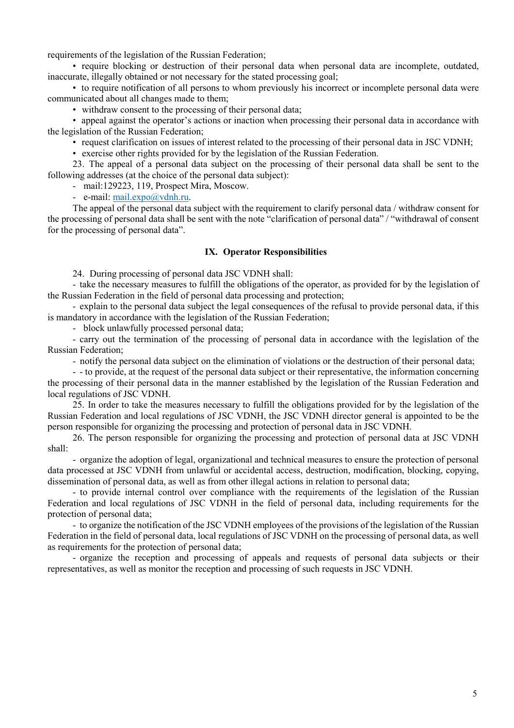requirements of the legislation of the Russian Federation;

• require blocking or destruction of their personal data when personal data are incomplete, outdated, inaccurate, illegally obtained or not necessary for the stated processing goal;

• to require notification of all persons to whom previously his incorrect or incomplete personal data were communicated about all changes made to them;

• withdraw consent to the processing of their personal data;

• appeal against the operator's actions or inaction when processing their personal data in accordance with the legislation of the Russian Federation;

• request clarification on issues of interest related to the processing of their personal data in JSC VDNH;

• exercise other rights provided for by the legislation of the Russian Federation.

23. The appeal of a personal data subject on the processing of their personal data shall be sent to the following addresses (at the choice of the personal data subject):

- mail:129223, 119, Prospect Mira, Moscow.
- e-mail: mail.expo@vdnh.ru.

The appeal of the personal data subject with the requirement to clarify personal data / withdraw consent for the processing of personal data shall be sent with the note "clarification of personal data" / "withdrawal of consent for the processing of personal data".

## IX. Operator Responsibilities

24. During processing of personal data JSC VDNH shall:

- take the necessary measures to fulfill the obligations of the operator, as provided for by the legislation of the Russian Federation in the field of personal data processing and protection;
- explain to the personal data subject the legal consequences of the refusal to provide personal data, if this is mandatory in accordance with the legislation of the Russian Federation;
- block unlawfully processed personal data;
- carry out the termination of the processing of personal data in accordance with the legislation of the Russian Federation;
- notify the personal data subject on the elimination of violations or the destruction of their personal data;
- - to provide, at the request of the personal data subject or their representative, the information concerning the processing of their personal data in the manner established by the legislation of the Russian Federation and local regulations of JSC VDNH.

25. In order to take the measures necessary to fulfill the obligations provided for by the legislation of the Russian Federation and local regulations of JSC VDNH, the JSC VDNH director general is appointed to be the person responsible for organizing the processing and protection of personal data in JSC VDNH.

26. The person responsible for organizing the processing and protection of personal data at JSC VDNH shall:

- organize the adoption of legal, organizational and technical measures to ensure the protection of personal data processed at JSC VDNH from unlawful or accidental access, destruction, modification, blocking, copying, dissemination of personal data, as well as from other illegal actions in relation to personal data;
- to provide internal control over compliance with the requirements of the legislation of the Russian Federation and local regulations of JSC VDNH in the field of personal data, including requirements for the protection of personal data;
- to organize the notification of the JSC VDNH employees of the provisions of the legislation of the Russian Federation in the field of personal data, local regulations of JSC VDNH on the processing of personal data, as well as requirements for the protection of personal data;
- organize the reception and processing of appeals and requests of personal data subjects or their representatives, as well as monitor the reception and processing of such requests in JSC VDNH.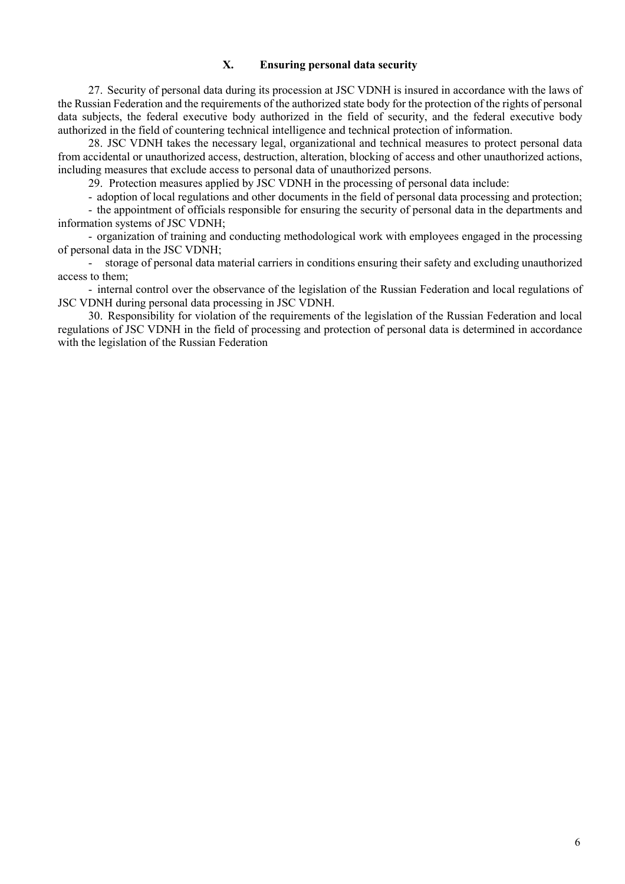## X. Ensuring personal data security

27. Security of personal data during its procession at JSC VDNH is insured in accordance with the laws of the Russian Federation and the requirements of the authorized state body for the protection of the rights of personal data subjects, the federal executive body authorized in the field of security, and the federal executive body authorized in the field of countering technical intelligence and technical protection of information.

28. JSC VDNH takes the necessary legal, organizational and technical measures to protect personal data from accidental or unauthorized access, destruction, alteration, blocking of access and other unauthorized actions, including measures that exclude access to personal data of unauthorized persons.

29. Protection measures applied by JSC VDNH in the processing of personal data include:

- adoption of local regulations and other documents in the field of personal data processing and protection;
- the appointment of officials responsible for ensuring the security of personal data in the departments and information systems of JSC VDNH;
- organization of training and conducting methodological work with employees engaged in the processing of personal data in the JSC VDNH;
- storage of personal data material carriers in conditions ensuring their safety and excluding unauthorized access to them;
- internal control over the observance of the legislation of the Russian Federation and local regulations of JSC VDNH during personal data processing in JSC VDNH.

30. Responsibility for violation of the requirements of the legislation of the Russian Federation and local regulations of JSC VDNH in the field of processing and protection of personal data is determined in accordance with the legislation of the Russian Federation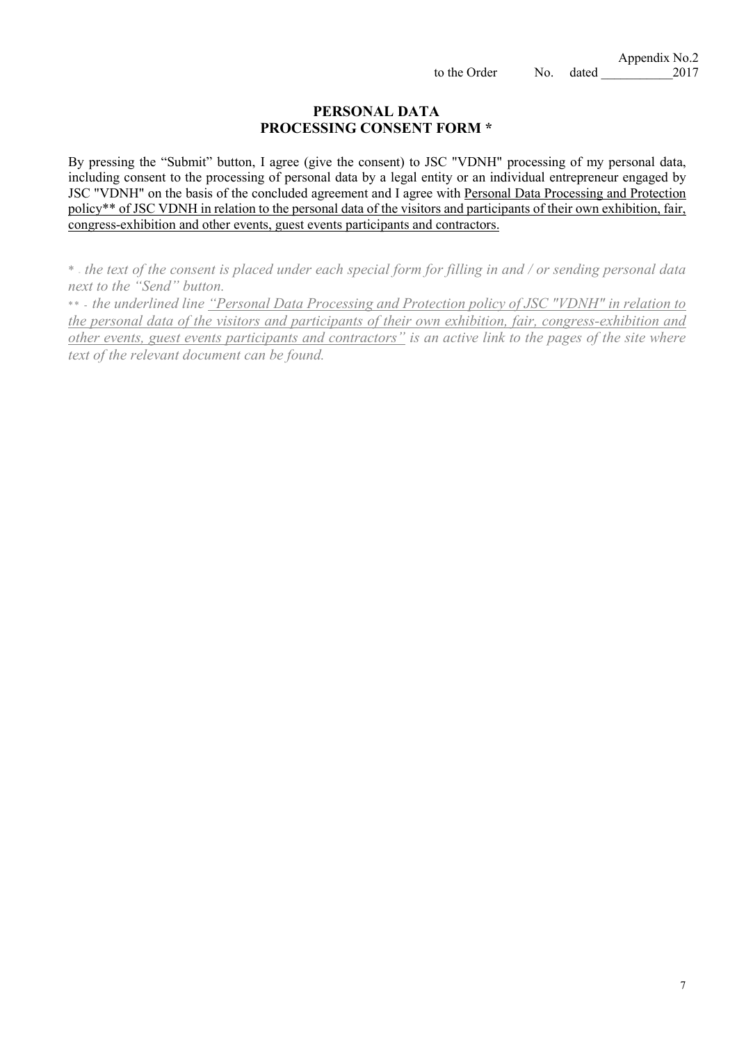Appendix No.2
to the Order No. dated ___________2017

## PERSONAL DATA
## PROCESSING CONSENT FORM *

By pressing the "Submit" button, I agree (give the consent) to JSC "VDNH" processing of my personal data, including consent to the processing of personal data by a legal entity or an individual entrepreneur engaged by JSC "VDNH" on the basis of the concluded agreement and I agree with <u>Personal Data Processing and Protection policy** of JSC VDNH in relation to the personal data of the visitors and participants of their own exhibition, fair, congress-exhibition and other events, guest events participants and contractors.</u>

*\* - the text of the consent is placed under each special form for filling in and / or sending personal data next to the "Send" button.*

*\*\* - the underlined line <u>"Personal Data Processing and Protection policy of JSC "VDNH" in relation to the personal data of the visitors and participants of their own exhibition, fair, congress-exhibition and other events, guest events participants and contractors"</u> is an active link to the pages of the site where text of the relevant document can be found.*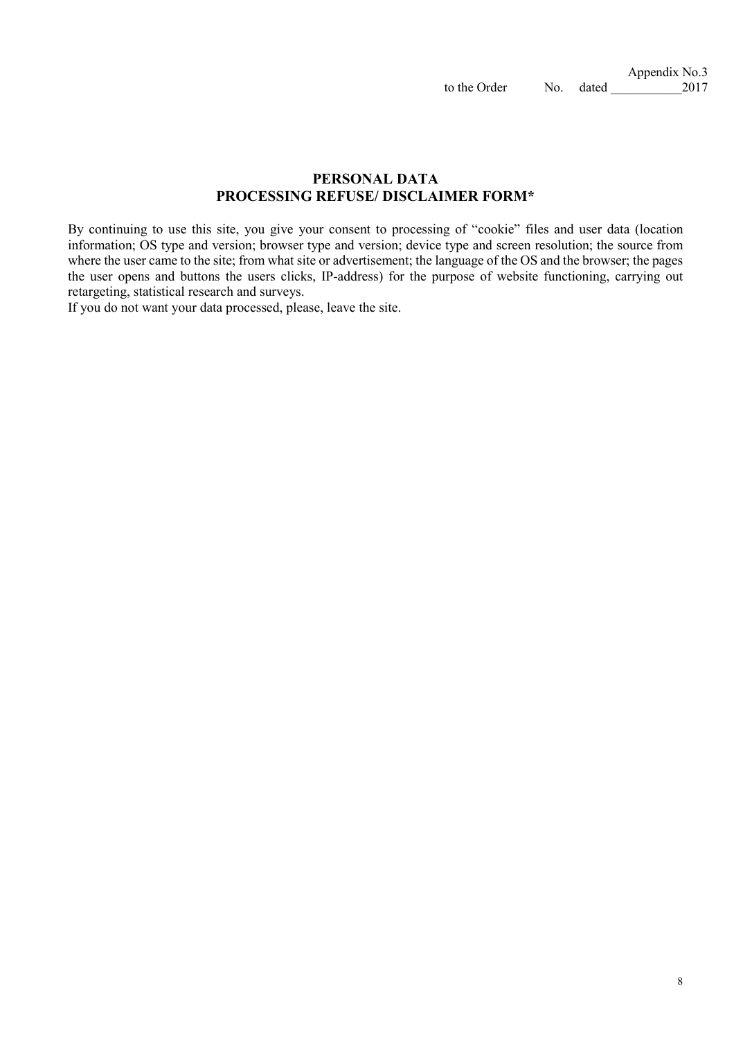Appendix No.3
to the Order No. dated ___________2017

**PERSONAL DATA**
**PROCESSING REFUSE/ DISCLAIMER FORM***

By continuing to use this site, you give your consent to processing of “cookie” files and user data (location information; OS type and version; browser type and version; device type and screen resolution; the source from where the user came to the site; from what site or advertisement; the language of the OS and the browser; the pages the user opens and buttons the users clicks, IP-address) for the purpose of website functioning, carrying out retargeting, statistical research and surveys.
If you do not want your data processed, please, leave the site.